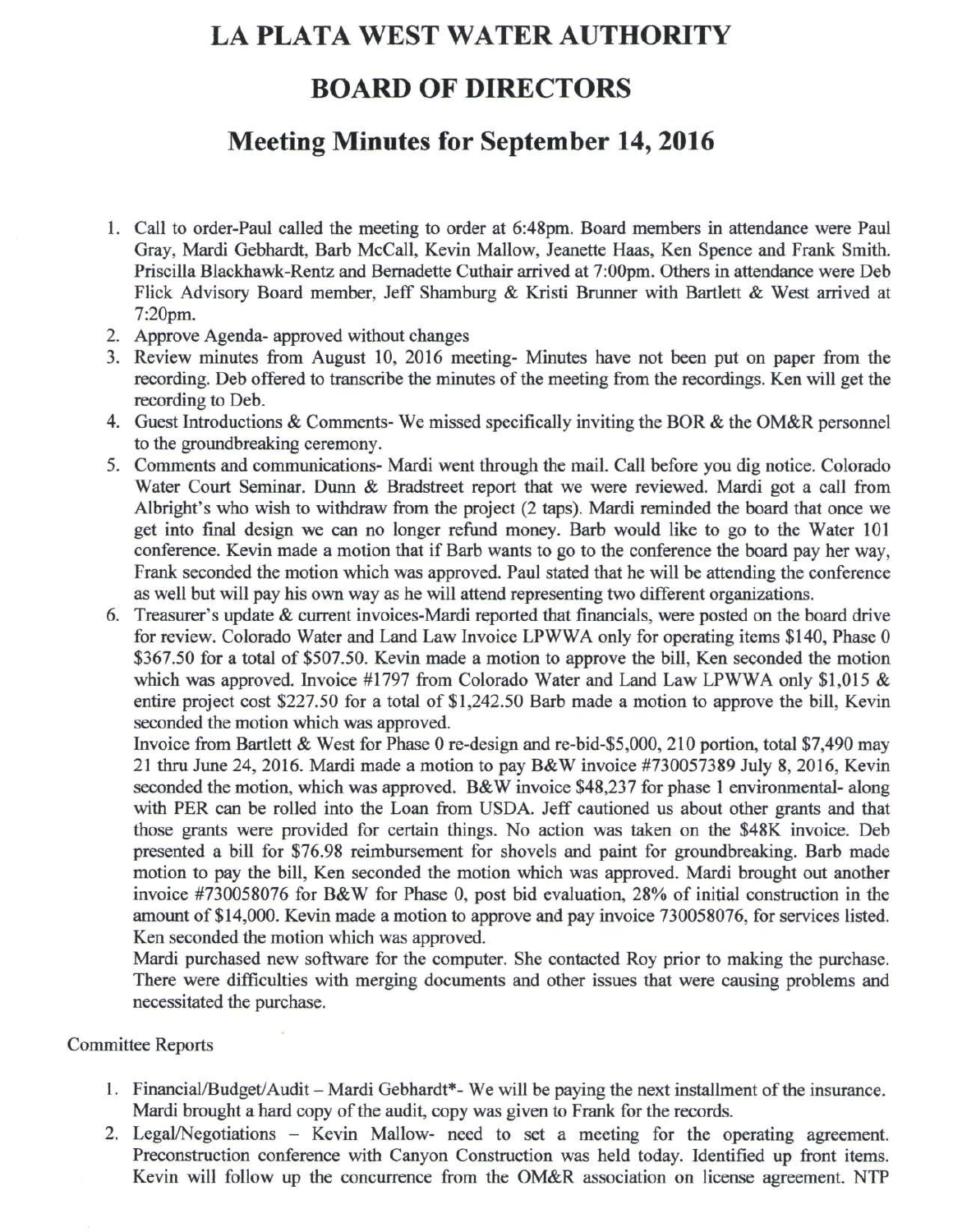# LA PLATA WEST WATER AUTHORITY

# BOARD OF DIRECTORS

## Meeting Minutes for September 14, 2016

1. Call to order-Paul called the meeting to order at 6:48pm. Board members in attendance were Paul Gray, Mardi Gebhardt, Barb McCall, Kevin Mallow, Jeanette Haas, Ken Spence and Frank Smith. Priscilla Blackhawk-Rentz and Bernadette Cuthair arrived at 7:00pm. Others in attendance were Deb Flick Advisory Board member, Jeff Shamburg & Kristi Brunner with Bartlett & West arrived at 7:20pm.
2. Approve Agenda- approved without changes
3. Review minutes from August 10, 2016 meeting- Minutes have not been put on paper from the recording. Deb offered to transcribe the minutes of the meeting from the recordings. Ken will get the recording to Deb.
4. Guest Introductions & Comments- We missed specifically inviting the BOR & the OM&R personnel to the groundbreaking ceremony.
5. Comments and communications- Mardi went through the mail. Call before you dig notice. Colorado Water Court Seminar. Dunn & Bradstreet report that we were reviewed. Mardi got a call from Albright's who wish to withdraw from the project (2 taps). Mardi reminded the board that once we get into final design we can no longer refund money. Barb would like to go to the Water 101 conference. Kevin made a motion that if Barb wants to go to the conference the board pay her way, Frank seconded the motion which was approved. Paul stated that he will be attending the conference as well but will pay his own way as he will attend representing two different organizations.
6. Treasurer's update & current invoices-Mardi reported that financials, were posted on the board drive for review. Colorado Water and Land Law Invoice LPWWA only for operating items $140, Phase 0 $367.50 for a total of $507.50. Kevin made a motion to approve the bill, Ken seconded the motion which was approved. Invoice #1797 from Colorado Water and Land Law LPWWA only $1,015 & entire project cost $227.50 for a total of $1,242.50 Barb made a motion to approve the bill, Kevin seconded the motion which was approved.

   Invoice from Bartlett & West for Phase 0 re-design and re-bid-$5,000, 210 portion, total $7,490 may 21 thru June 24, 2016. Mardi made a motion to pay B&W invoice #730057389 July 8, 2016, Kevin seconded the motion, which was approved. B&W invoice $48,237 for phase 1 environmental- along with PER can be rolled into the Loan from USDA. Jeff cautioned us about other grants and that those grants were provided for certain things. No action was taken on the $48K invoice. Deb presented a bill for $76.98 reimbursement for shovels and paint for groundbreaking. Barb made motion to pay the bill, Ken seconded the motion which was approved. Mardi brought out another invoice #730058076 for B&W for Phase 0, post bid evaluation, 28% of initial construction in the amount of $14,000. Kevin made a motion to approve and pay invoice 730058076, for services listed. Ken seconded the motion which was approved.

   Mardi purchased new software for the computer. She contacted Roy prior to making the purchase. There were difficulties with merging documents and other issues that were causing problems and necessitated the purchase.

Committee Reports

1. Financial/Budget/Audit – Mardi Gebhardt*- We will be paying the next installment of the insurance. Mardi brought a hard copy of the audit, copy was given to Frank for the records.
2. Legal/Negotiations – Kevin Mallow- need to set a meeting for the operating agreement. Preconstruction conference with Canyon Construction was held today. Identified up front items. Kevin will follow up the concurrence from the OM&R association on license agreement. NTP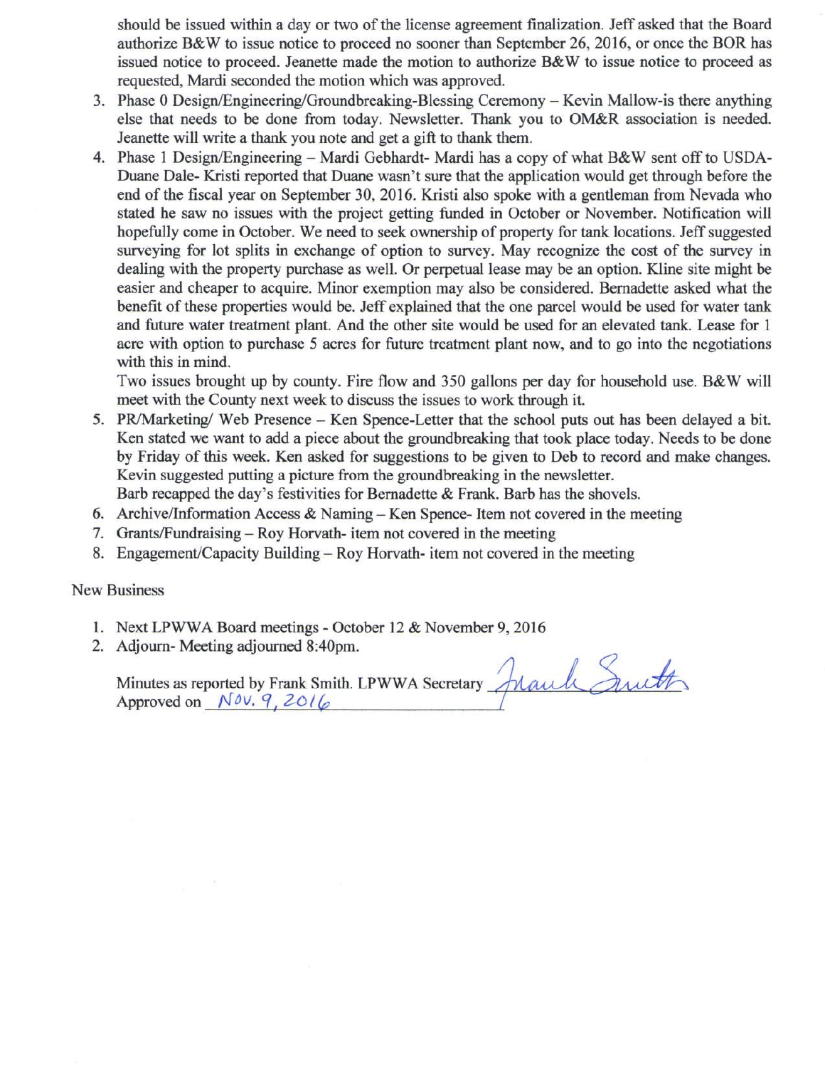should be issued within a day or two of the license agreement finalization. Jeff asked that the Board authorize B&W to issue notice to proceed no sooner than September 26, 2016, or once the BOR has issued notice to proceed. Jeanette made the motion to authorize B&W to issue notice to proceed as requested, Mardi seconded the motion which was approved.

3. Phase 0 Design/Engineering/Groundbreaking-Blessing Ceremony – Kevin Mallow-is there anything else that needs to be done from today. Newsletter. Thank you to OM&R association is needed. Jeanette will write a thank you note and get a gift to thank them.
4. Phase 1 Design/Engineering – Mardi Gebhardt- Mardi has a copy of what B&W sent off to USDA-Duane Dale- Kristi reported that Duane wasn't sure that the application would get through before the end of the fiscal year on September 30, 2016. Kristi also spoke with a gentleman from Nevada who stated he saw no issues with the project getting funded in October or November. Notification will hopefully come in October. We need to seek ownership of property for tank locations. Jeff suggested surveying for lot splits in exchange of option to survey. May recognize the cost of the survey in dealing with the property purchase as well. Or perpetual lease may be an option. Kline site might be easier and cheaper to acquire. Minor exemption may also be considered. Bernadette asked what the benefit of these properties would be. Jeff explained that the one parcel would be used for water tank and future water treatment plant. And the other site would be used for an elevated tank. Lease for 1 acre with option to purchase 5 acres for future treatment plant now, and to go into the negotiations with this in mind.

   Two issues brought up by county. Fire flow and 350 gallons per day for household use. B&W will meet with the County next week to discuss the issues to work through it.
5. PR/Marketing/ Web Presence – Ken Spence-Letter that the school puts out has been delayed a bit. Ken stated we want to add a piece about the groundbreaking that took place today. Needs to be done by Friday of this week. Ken asked for suggestions to be given to Deb to record and make changes. Kevin suggested putting a picture from the groundbreaking in the newsletter.

   Barb recapped the day's festivities for Bernadette & Frank. Barb has the shovels.
6. Archive/Information Access & Naming – Ken Spence- Item not covered in the meeting
7. Grants/Fundraising – Roy Horvath- item not covered in the meeting
8. Engagement/Capacity Building – Roy Horvath- item not covered in the meeting

New Business

1. Next LPWWA Board meetings - October 12 & November 9, 2016
2. Adjourn- Meeting adjourned 8:40pm.

   Minutes as reported by Frank Smith. LPWWA Secretary Frank Smith
   Approved on Nov. 9, 2016